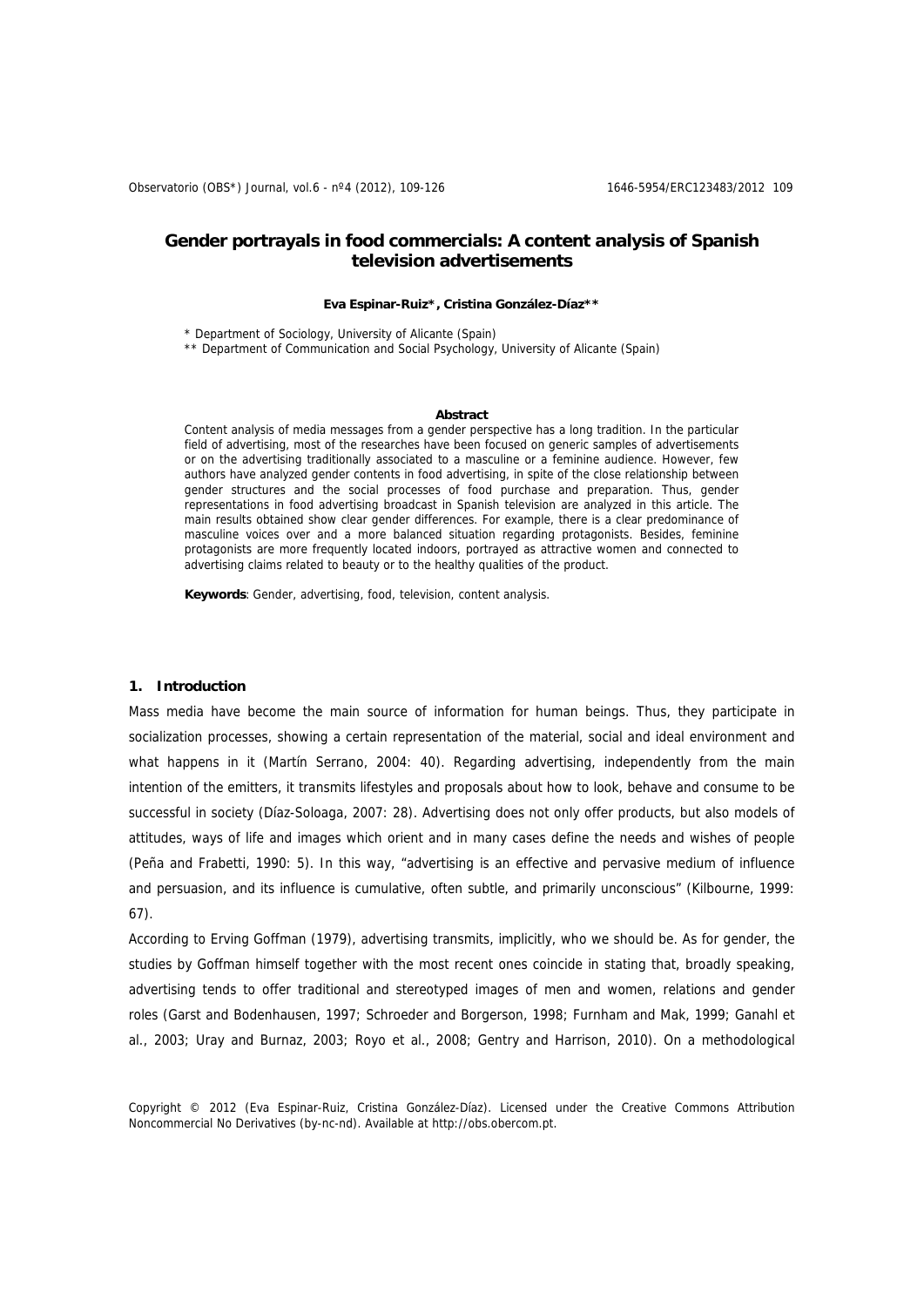# Gender portrayals in food commercials: A content analysis of Spanish television advertisements

**Eva Espinar-Ruiz\*, Cristina González-Díaz\*\***

\* Department of Sociology, University of Alicante (Spain)

\*\* Department of Communication and Social Psychology, University of Alicante (Spain)

**Abstract**

Content analysis of media messages from a gender perspective has a long tradition. In the particular field of advertising, most of the researches have been focused on generic samples of advertisements or on the advertising traditionally associated to a masculine or a feminine audience. However, few authors have analyzed gender contents in food advertising, in spite of the close relationship between gender structures and the social processes of food purchase and preparation. Thus, gender representations in food advertising broadcast in Spanish television are analyzed in this article. The main results obtained show clear gender differences. For example, there is a clear predominance of masculine voices over and a more balanced situation regarding protagonists. Besides, feminine protagonists are more frequently located indoors, portrayed as attractive women and connected to advertising claims related to beauty or to the healthy qualities of the product.

**Keywords**: Gender, advertising, food, television, content analysis.

## 1. Introduction

Mass media have become the main source of information for human beings. Thus, they participate in socialization processes, showing a certain representation of the material, social and ideal environment and what happens in it (Martín Serrano, 2004: 40). Regarding advertising, independently from the main intention of the emitters, it transmits lifestyles and proposals about how to look, behave and consume to be successful in society (Díaz-Soloaga, 2007: 28). Advertising does not only offer products, but also models of attitudes, ways of life and images which orient and in many cases define the needs and wishes of people (Peña and Frabetti, 1990: 5). In this way, "advertising is an effective and pervasive medium of influence and persuasion, and its influence is cumulative, often subtle, and primarily unconscious" (Kilbourne, 1999: 67).

According to Erving Goffman (1979), advertising transmits, implicitly, who we should be. As for gender, the studies by Goffman himself together with the most recent ones coincide in stating that, broadly speaking, advertising tends to offer traditional and stereotyped images of men and women, relations and gender roles (Garst and Bodenhausen, 1997; Schroeder and Borgerson, 1998; Furnham and Mak, 1999; Ganahl et al., 2003; Uray and Burnaz, 2003; Royo et al., 2008; Gentry and Harrison, 2010). On a methodological

Copyright © 2012 (Eva Espinar-Ruiz, Cristina González-Díaz). Licensed under the Creative Commons Attribution Noncommercial No Derivatives (by-nc-nd). Available at http://obs.obercom.pt.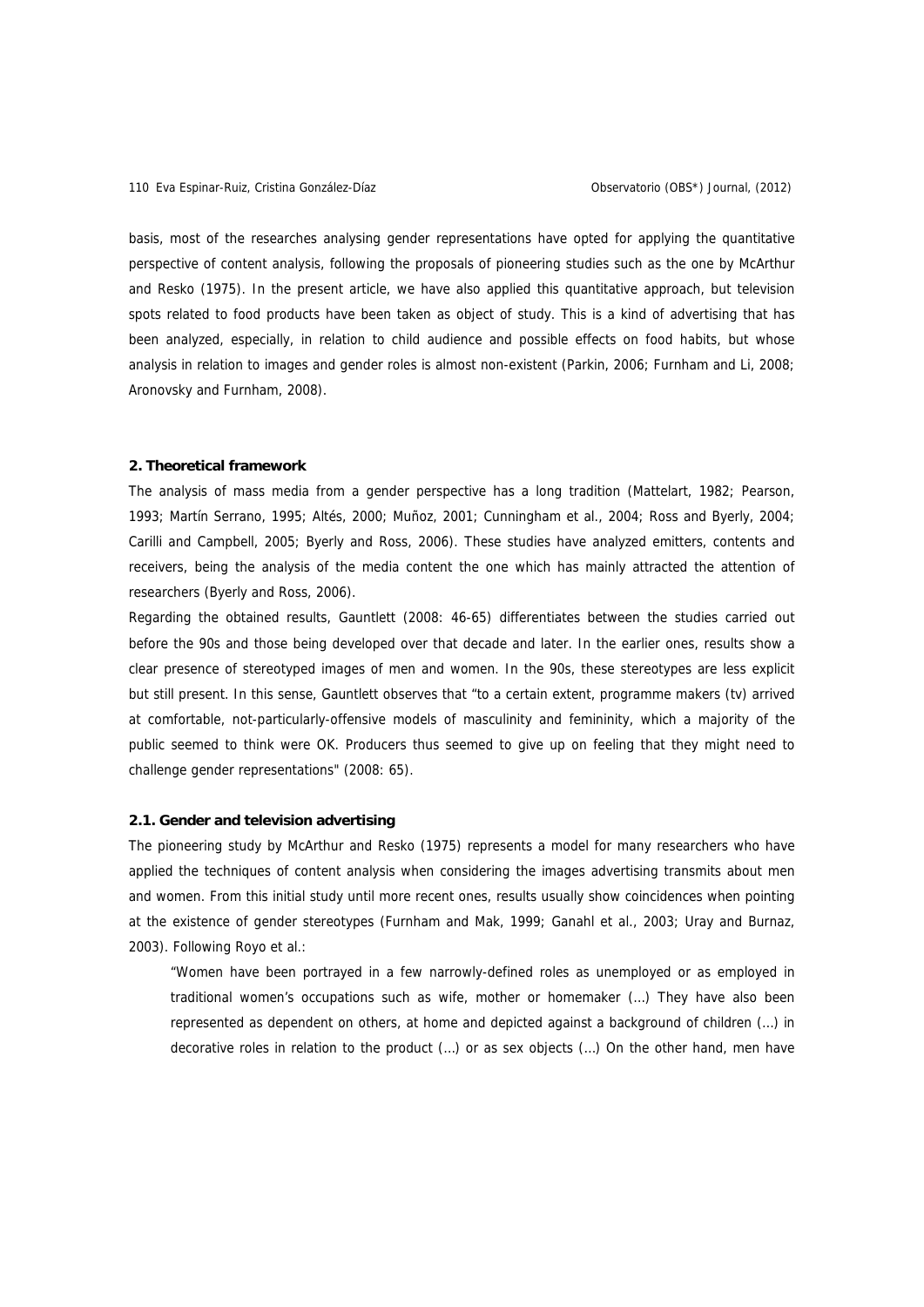basis, most of the researches analysing gender representations have opted for applying the quantitative perspective of content analysis, following the proposals of pioneering studies such as the one by McArthur and Resko (1975). In the present article, we have also applied this quantitative approach, but television spots related to food products have been taken as object of study. This is a kind of advertising that has been analyzed, especially, in relation to child audience and possible effects on food habits, but whose analysis in relation to images and gender roles is almost non-existent (Parkin, 2006; Furnham and Li, 2008; Aronovsky and Furnham, 2008).

## 2. Theoretical framework

The analysis of mass media from a gender perspective has a long tradition (Mattelart, 1982; Pearson, 1993; Martín Serrano, 1995; Altés, 2000; Muñoz, 2001; Cunningham et al., 2004; Ross and Byerly, 2004; Carilli and Campbell, 2005; Byerly and Ross, 2006). These studies have analyzed emitters, contents and receivers, being the analysis of the media content the one which has mainly attracted the attention of researchers (Byerly and Ross, 2006).

Regarding the obtained results, Gauntlett (2008: 46-65) differentiates between the studies carried out before the 90s and those being developed over that decade and later. In the earlier ones, results show a clear presence of stereotyped images of men and women. In the 90s, these stereotypes are less explicit but still present. In this sense, Gauntlett observes that "to a certain extent, programme makers (tv) arrived at comfortable, not-particularly-offensive models of masculinity and femininity, which a majority of the public seemed to think were OK. Producers thus seemed to give up on feeling that they might need to challenge gender representations" (2008: 65).

### 2.1. Gender and television advertising

The pioneering study by McArthur and Resko (1975) represents a model for many researchers who have applied the techniques of content analysis when considering the images advertising transmits about men and women. From this initial study until more recent ones, results usually show coincidences when pointing at the existence of gender stereotypes (Furnham and Mak, 1999; Ganahl et al., 2003; Uray and Burnaz, 2003). Following Royo et al.:

> "Women have been portrayed in a few narrowly-defined roles as unemployed or as employed in traditional women's occupations such as wife, mother or homemaker (…) They have also been represented as dependent on others, at home and depicted against a background of children (…) in decorative roles in relation to the product (…) or as sex objects (…) On the other hand, men have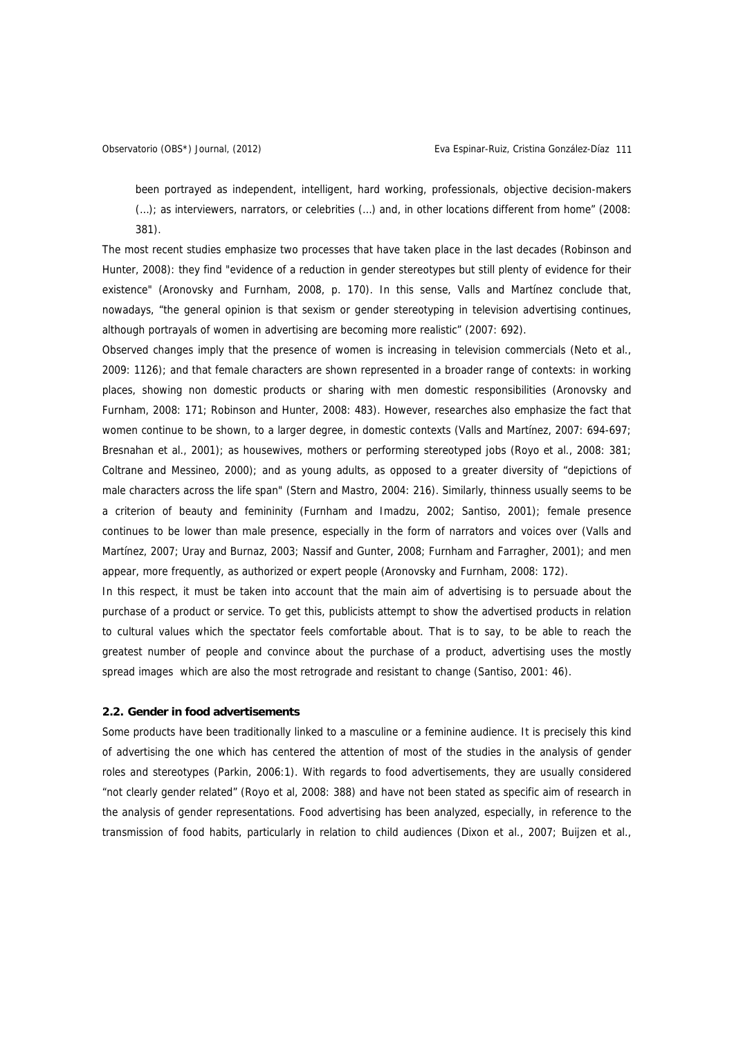been portrayed as independent, intelligent, hard working, professionals, objective decision-makers (...); as interviewers, narrators, or celebrities (...) and, in other locations different from home" (2008: 381).

The most recent studies emphasize two processes that have taken place in the last decades (Robinson and Hunter, 2008): they find "evidence of a reduction in gender stereotypes but still plenty of evidence for their existence" (Aronovsky and Furnham, 2008, p. 170). In this sense, Valls and Martínez conclude that, nowadays, "the general opinion is that sexism or gender stereotyping in television advertising continues, although portrayals of women in advertising are becoming more realistic" (2007: 692).

Observed changes imply that the presence of women is increasing in television commercials (Neto et al., 2009: 1126); and that female characters are shown represented in a broader range of contexts: in working places, showing non domestic products or sharing with men domestic responsibilities (Aronovsky and Furnham, 2008: 171; Robinson and Hunter, 2008: 483). However, researches also emphasize the fact that women continue to be shown, to a larger degree, in domestic contexts (Valls and Martínez, 2007: 694-697; Bresnahan et al., 2001); as housewives, mothers or performing stereotyped jobs (Royo et al., 2008: 381; Coltrane and Messineo, 2000); and as young adults, as opposed to a greater diversity of "depictions of male characters across the life span" (Stern and Mastro, 2004: 216). Similarly, thinness usually seems to be a criterion of beauty and femininity (Furnham and Imadzu, 2002; Santiso, 2001); female presence continues to be lower than male presence, especially in the form of narrators and voices over (Valls and Martínez, 2007; Uray and Burnaz, 2003; Nassif and Gunter, 2008; Furnham and Farragher, 2001); and men appear, more frequently, as authorized or expert people (Aronovsky and Furnham, 2008: 172).

In this respect, it must be taken into account that the main aim of advertising is to persuade about the purchase of a product or service. To get this, publicists attempt to show the advertised products in relation to cultural values which the spectator feels comfortable about. That is to say, to be able to reach the greatest number of people and convince about the purchase of a product, advertising uses the mostly spread images which are also the most retrograde and resistant to change (Santiso, 2001: 46).

### 2.2. Gender in food advertisements

Some products have been traditionally linked to a masculine or a feminine audience. It is precisely this kind of advertising the one which has centered the attention of most of the studies in the analysis of gender roles and stereotypes (Parkin, 2006:1). With regards to food advertisements, they are usually considered "not clearly gender related" (Royo et al, 2008: 388) and have not been stated as specific aim of research in the analysis of gender representations. Food advertising has been analyzed, especially, in reference to the transmission of food habits, particularly in relation to child audiences (Dixon et al., 2007; Buijzen et al.,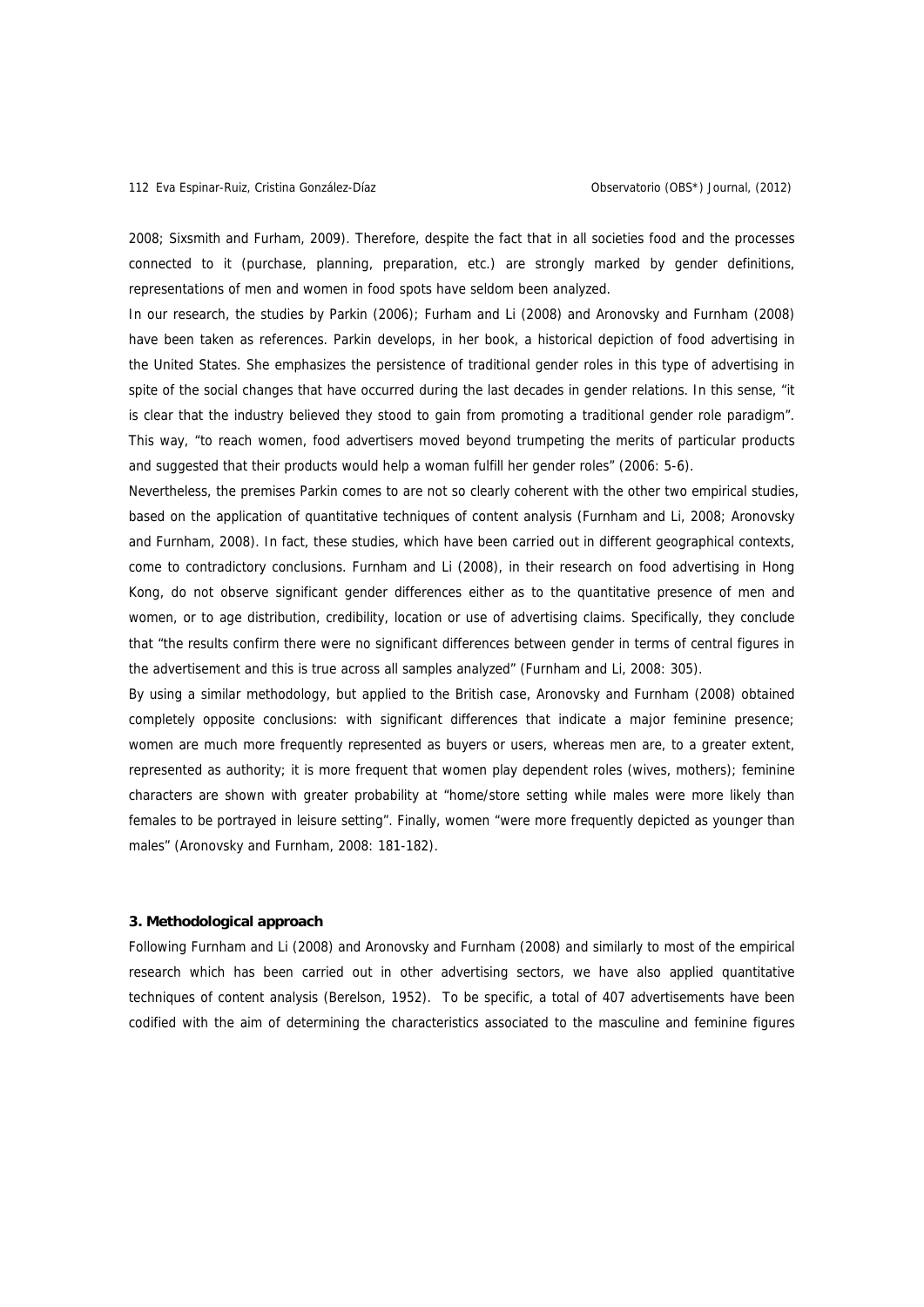2008; Sixsmith and Furham, 2009). Therefore, despite the fact that in all societies food and the processes connected to it (purchase, planning, preparation, etc.) are strongly marked by gender definitions, representations of men and women in food spots have seldom been analyzed.

In our research, the studies by Parkin (2006); Furham and Li (2008) and Aronovsky and Furnham (2008) have been taken as references. Parkin develops, in her book, a historical depiction of food advertising in the United States. She emphasizes the persistence of traditional gender roles in this type of advertising in spite of the social changes that have occurred during the last decades in gender relations. In this sense, "it is clear that the industry believed they stood to gain from promoting a traditional gender role paradigm". This way, "to reach women, food advertisers moved beyond trumpeting the merits of particular products and suggested that their products would help a woman fulfill her gender roles" (2006: 5-6).

Nevertheless, the premises Parkin comes to are not so clearly coherent with the other two empirical studies, based on the application of quantitative techniques of content analysis (Furnham and Li, 2008; Aronovsky and Furnham, 2008). In fact, these studies, which have been carried out in different geographical contexts, come to contradictory conclusions. Furnham and Li (2008), in their research on food advertising in Hong Kong, do not observe significant gender differences either as to the quantitative presence of men and women, or to age distribution, credibility, location or use of advertising claims. Specifically, they conclude that "the results confirm there were no significant differences between gender in terms of central figures in the advertisement and this is true across all samples analyzed" (Furnham and Li, 2008: 305).

By using a similar methodology, but applied to the British case, Aronovsky and Furnham (2008) obtained completely opposite conclusions: with significant differences that indicate a major feminine presence; women are much more frequently represented as buyers or users, whereas men are, to a greater extent, represented as authority; it is more frequent that women play dependent roles (wives, mothers); feminine characters are shown with greater probability at "home/store setting while males were more likely than females to be portrayed in leisure setting". Finally, women "were more frequently depicted as younger than males" (Aronovsky and Furnham, 2008: 181-182).

### 3. Methodological approach

Following Furnham and Li (2008) and Aronovsky and Furnham (2008) and similarly to most of the empirical research which has been carried out in other advertising sectors, we have also applied quantitative techniques of content analysis (Berelson, 1952). To be specific, a total of 407 advertisements have been codified with the aim of determining the characteristics associated to the masculine and feminine figures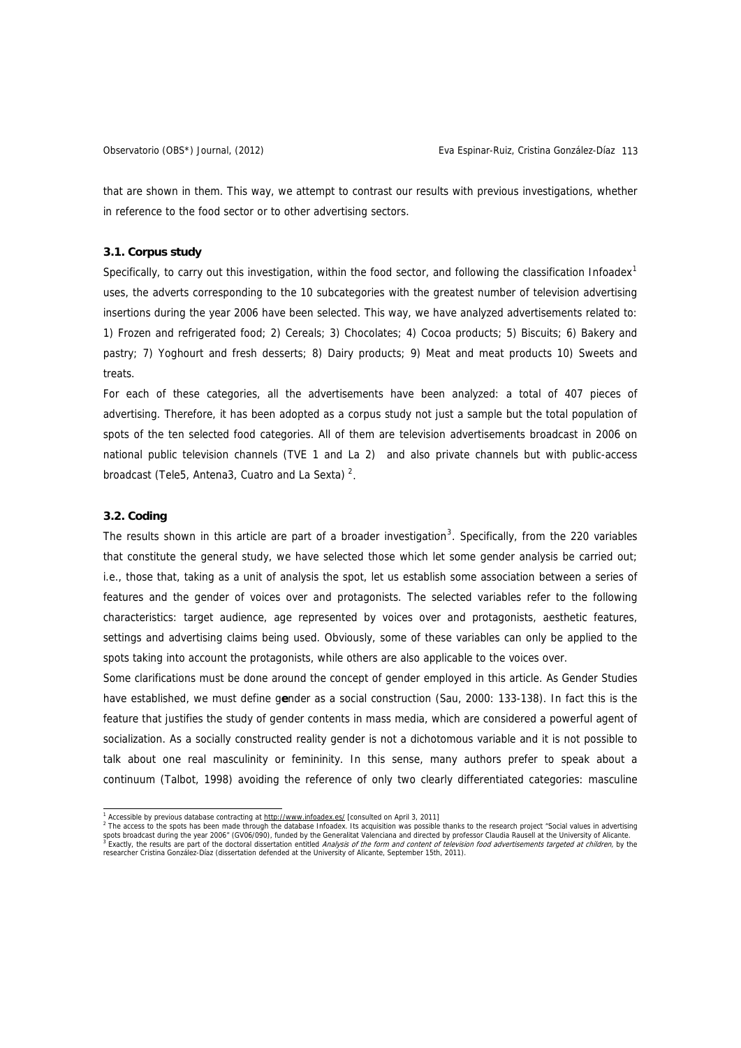that are shown in them. This way, we attempt to contrast our results with previous investigations, whether in reference to the food sector or to other advertising sectors.

### 3.1. Corpus study

Specifically, to carry out this investigation, within the food sector, and following the classification Infoadex[1] uses, the adverts corresponding to the 10 subcategories with the greatest number of television advertising insertions during the year 2006 have been selected. This way, we have analyzed advertisements related to: 1) Frozen and refrigerated food; 2) Cereals; 3) Chocolates; 4) Cocoa products; 5) Biscuits; 6) Bakery and pastry; 7) Yoghourt and fresh desserts; 8) Dairy products; 9) Meat and meat products 10) Sweets and treats.

For each of these categories, all the advertisements have been analyzed: a total of 407 pieces of advertising. Therefore, it has been adopted as a corpus study not just a sample but the total population of spots of the ten selected food categories. All of them are television advertisements broadcast in 2006 on national public television channels (TVE 1 and La 2) and also private channels but with public-access broadcast (Tele5, Antena3, Cuatro and La Sexta) [2].

### 3.2. Coding

The results shown in this article are part of a broader investigation[3]. Specifically, from the 220 variables that constitute the general study, we have selected those which let some gender analysis be carried out; i.e., those that, taking as a unit of analysis the spot, let us establish some association between a series of features and the gender of voices over and protagonists. The selected variables refer to the following characteristics: target audience, age represented by voices over and protagonists, aesthetic features, settings and advertising claims being used. Obviously, some of these variables can only be applied to the spots taking into account the protagonists, while others are also applicable to the voices over.

Some clarifications must be done around the concept of gender employed in this article. As Gender Studies have established, we must define gender as a social construction (Sau, 2000: 133-138). In fact this is the feature that justifies the study of gender contents in mass media, which are considered a powerful agent of socialization. As a socially constructed reality gender is not a dichotomous variable and it is not possible to talk about one real masculinity or femininity. In this sense, many authors prefer to speak about a continuum (Talbot, 1998) avoiding the reference of only two clearly differentiated categories: masculine

---

[1] Accessible by previous database contracting at http://www.infoadex.es/ [consulted on April 3, 2011]

[2] The access to the spots has been made through the database Infoadex. Its acquisition was possible thanks to the research project "Social values in advertising spots broadcast during the year 2006" (GV06/090), funded by the Generalitat Valenciana and directed by professor Claudia Rausell at the University of Alicante.

[3] Exactly, the results are part of the doctoral dissertation entitled *Analysis of the form and content of television food advertisements targeted at children*, by the researcher Cristina González-Díaz (dissertation defended at the University of Alicante, September 15th, 2011).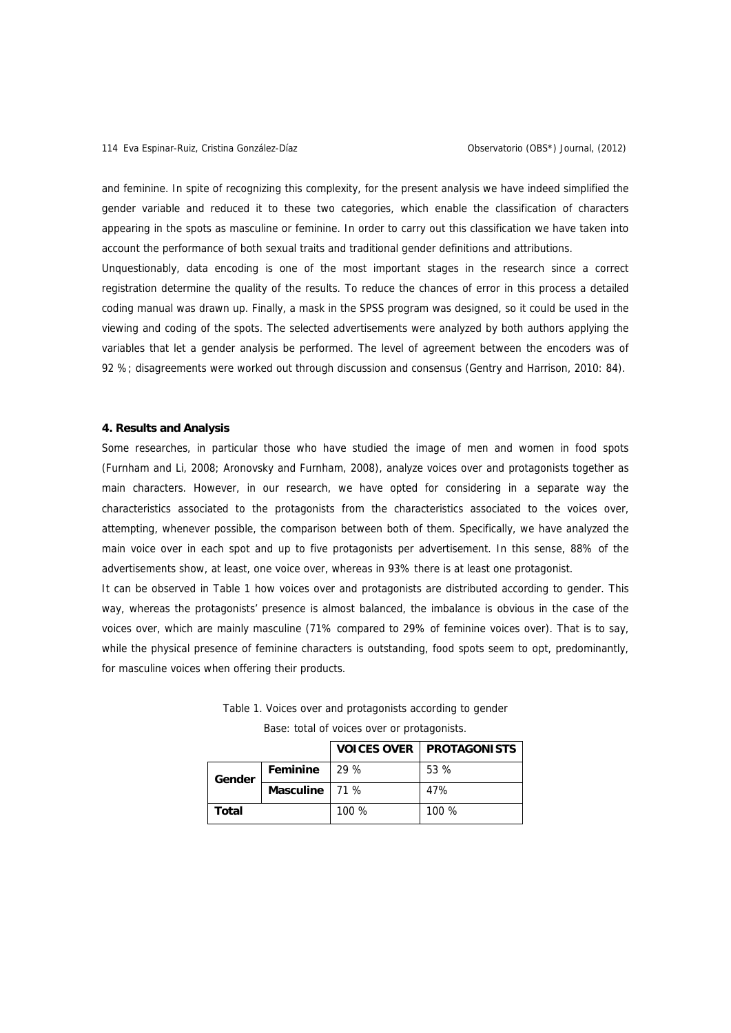and feminine. In spite of recognizing this complexity, for the present analysis we have indeed simplified the gender variable and reduced it to these two categories, which enable the classification of characters appearing in the spots as masculine or feminine. In order to carry out this classification we have taken into account the performance of both sexual traits and traditional gender definitions and attributions.

Unquestionably, data encoding is one of the most important stages in the research since a correct registration determine the quality of the results. To reduce the chances of error in this process a detailed coding manual was drawn up. Finally, a mask in the SPSS program was designed, so it could be used in the viewing and coding of the spots. The selected advertisements were analyzed by both authors applying the variables that let a gender analysis be performed. The level of agreement between the encoders was of 92 %; disagreements were worked out through discussion and consensus (Gentry and Harrison, 2010: 84).

## 4. Results and Analysis

Some researches, in particular those who have studied the image of men and women in food spots (Furnham and Li, 2008; Aronovsky and Furnham, 2008), analyze voices over and protagonists together as main characters. However, in our research, we have opted for considering in a separate way the characteristics associated to the protagonists from the characteristics associated to the voices over, attempting, whenever possible, the comparison between both of them. Specifically, we have analyzed the main voice over in each spot and up to five protagonists per advertisement. In this sense, 88% of the advertisements show, at least, one voice over, whereas in 93% there is at least one protagonist.

It can be observed in Table 1 how voices over and protagonists are distributed according to gender. This way, whereas the protagonists' presence is almost balanced, the imbalance is obvious in the case of the voices over, which are mainly masculine (71% compared to 29% of feminine voices over). That is to say, while the physical presence of feminine characters is outstanding, food spots seem to opt, predominantly, for masculine voices when offering their products.

Table 1. Voices over and protagonists according to gender

Base: total of voices over or protagonists.

| | | VOICES OVER | PROTAGONISTS |
|---|---|---|---|
| **Gender** | **Feminine** | 29 % | 53 % |
| | **Masculine** | 71 % | 47% |
| **Total** | | 100 % | 100 % |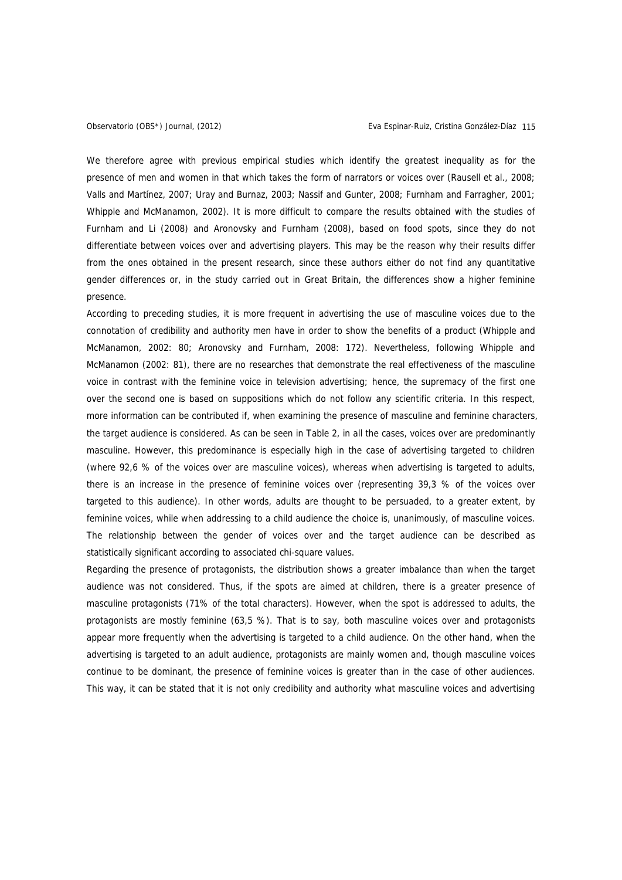We therefore agree with previous empirical studies which identify the greatest inequality as for the presence of men and women in that which takes the form of narrators or voices over (Rausell et al., 2008; Valls and Martínez, 2007; Uray and Burnaz, 2003; Nassif and Gunter, 2008; Furnham and Farragher, 2001; Whipple and McManamon, 2002). It is more difficult to compare the results obtained with the studies of Furnham and Li (2008) and Aronovsky and Furnham (2008), based on food spots, since they do not differentiate between voices over and advertising players. This may be the reason why their results differ from the ones obtained in the present research, since these authors either do not find any quantitative gender differences or, in the study carried out in Great Britain, the differences show a higher feminine presence.

According to preceding studies, it is more frequent in advertising the use of masculine voices due to the connotation of credibility and authority men have in order to show the benefits of a product (Whipple and McManamon, 2002: 80; Aronovsky and Furnham, 2008: 172). Nevertheless, following Whipple and McManamon (2002: 81), there are no researches that demonstrate the real effectiveness of the masculine voice in contrast with the feminine voice in television advertising; hence, the supremacy of the first one over the second one is based on suppositions which do not follow any scientific criteria. In this respect, more information can be contributed if, when examining the presence of masculine and feminine characters, the target audience is considered. As can be seen in Table 2, in all the cases, voices over are predominantly masculine. However, this predominance is especially high in the case of advertising targeted to children (where 92,6 % of the voices over are masculine voices), whereas when advertising is targeted to adults, there is an increase in the presence of feminine voices over (representing 39,3 % of the voices over targeted to this audience). In other words, adults are thought to be persuaded, to a greater extent, by feminine voices, while when addressing to a child audience the choice is, unanimously, of masculine voices. The relationship between the gender of voices over and the target audience can be described as statistically significant according to associated chi-square values.

Regarding the presence of protagonists, the distribution shows a greater imbalance than when the target audience was not considered. Thus, if the spots are aimed at children, there is a greater presence of masculine protagonists (71% of the total characters). However, when the spot is addressed to adults, the protagonists are mostly feminine (63,5 %). That is to say, both masculine voices over and protagonists appear more frequently when the advertising is targeted to a child audience. On the other hand, when the advertising is targeted to an adult audience, protagonists are mainly women and, though masculine voices continue to be dominant, the presence of feminine voices is greater than in the case of other audiences. This way, it can be stated that it is not only credibility and authority what masculine voices and advertising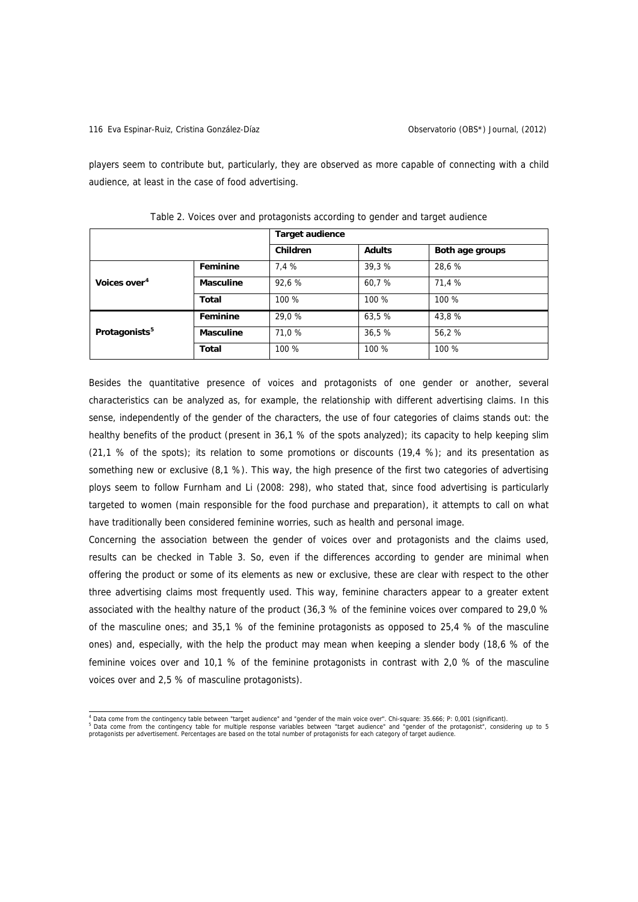players seem to contribute but, particularly, they are observed as more capable of connecting with a child audience, at least in the case of food advertising.

Table 2. Voices over and protagonists according to gender and target audience

| | | **Target audience** | | |
|---|---|---|---|---|
| | | **Children** | **Adults** | **Both age groups** |
| **Voices over**[4] | **Feminine** | 7,4 % | 39,3 % | 28,6 % |
| | **Masculine** | 92,6 % | 60,7 % | 71,4 % |
| | **Total** | 100 % | 100 % | 100 % |
| **Protagonists**[5] | **Feminine** | 29,0 % | 63,5 % | 43,8 % |
| | **Masculine** | 71,0 % | 36,5 % | 56,2 % |
| | **Total** | 100 % | 100 % | 100 % |

Besides the quantitative presence of voices and protagonists of one gender or another, several characteristics can be analyzed as, for example, the relationship with different advertising claims. In this sense, independently of the gender of the characters, the use of four categories of claims stands out: the healthy benefits of the product (present in 36,1 % of the spots analyzed); its capacity to help keeping slim (21,1 % of the spots); its relation to some promotions or discounts (19,4 %); and its presentation as something new or exclusive (8,1 %). This way, the high presence of the first two categories of advertising ploys seem to follow Furnham and Li (2008: 298), who stated that, since food advertising is particularly targeted to women (main responsible for the food purchase and preparation), it attempts to call on what have traditionally been considered feminine worries, such as health and personal image.

Concerning the association between the gender of voices over and protagonists and the claims used, results can be checked in Table 3. So, even if the differences according to gender are minimal when offering the product or some of its elements as new or exclusive, these are clear with respect to the other three advertising claims most frequently used. This way, feminine characters appear to a greater extent associated with the healthy nature of the product (36,3 % of the feminine voices over compared to 29,0 % of the masculine ones; and 35,1 % of the feminine protagonists as opposed to 25,4 % of the masculine ones) and, especially, with the help the product may mean when keeping a slender body (18,6 % of the feminine voices over and 10,1 % of the feminine protagonists in contrast with 2,0 % of the masculine voices over and 2,5 % of masculine protagonists).

---

[4] Data come from the contingency table between "target audience" and "gender of the main voice over". Chi-square: 35.666; P: 0,001 (significant).

[5] Data come from the contingency table for multiple response variables between "target audience" and "gender of the protagonist", considering up to 5 protagonists per advertisement. Percentages are based on the total number of protagonists for each category of target audience.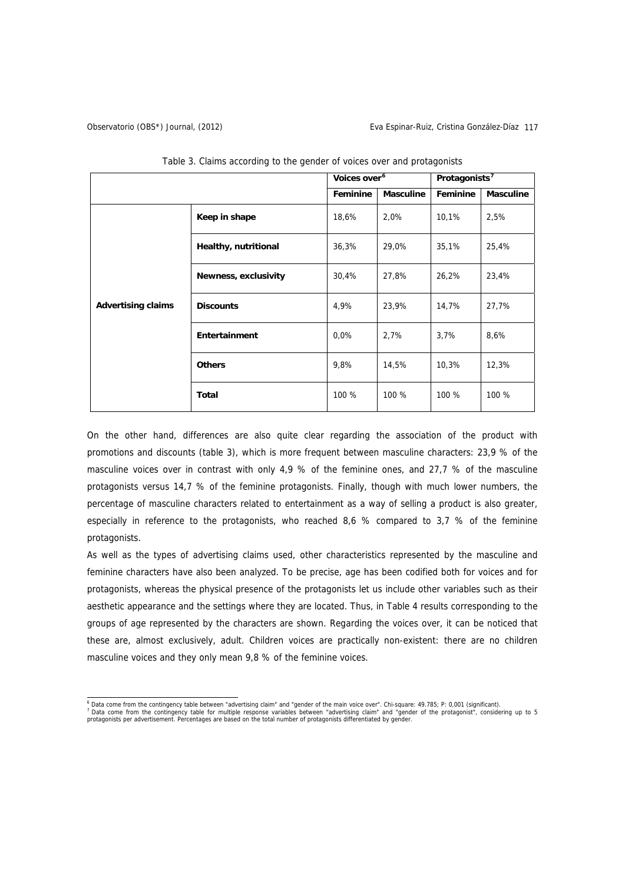Table 3. Claims according to the gender of voices over and protagonists

| | | Voices over[6] | | Protagonists[7] | |
|---|---|---|---|---|---|
| | | **Feminine** | **Masculine** | **Feminine** | **Masculine** |
| **Advertising claims** | **Keep in shape** | 18,6% | 2,0% | 10,1% | 2,5% |
| | **Healthy, nutritional** | 36,3% | 29,0% | 35,1% | 25,4% |
| | **Newness, exclusivity** | 30,4% | 27,8% | 26,2% | 23,4% |
| | **Discounts** | 4,9% | 23,9% | 14,7% | 27,7% |
| | **Entertainment** | 0,0% | 2,7% | 3,7% | 8,6% |
| | **Others** | 9,8% | 14,5% | 10,3% | 12,3% |
| | **Total** | 100 % | 100 % | 100 % | 100 % |

On the other hand, differences are also quite clear regarding the association of the product with promotions and discounts (table 3), which is more frequent between masculine characters: 23,9 % of the masculine voices over in contrast with only 4,9 % of the feminine ones, and 27,7 % of the masculine protagonists versus 14,7 % of the feminine protagonists. Finally, though with much lower numbers, the percentage of masculine characters related to entertainment as a way of selling a product is also greater, especially in reference to the protagonists, who reached 8,6 % compared to 3,7 % of the feminine protagonists.

As well as the types of advertising claims used, other characteristics represented by the masculine and feminine characters have also been analyzed. To be precise, age has been codified both for voices and for protagonists, whereas the physical presence of the protagonists let us include other variables such as their aesthetic appearance and the settings where they are located. Thus, in Table 4 results corresponding to the groups of age represented by the characters are shown. Regarding the voices over, it can be noticed that these are, almost exclusively, adult. Children voices are practically non-existent: there are no children masculine voices and they only mean 9,8 % of the feminine voices.

[6] Data come from the contingency table between "advertising claim" and "gender of the main voice over". Chi-square: 49.785; P: 0,001 (significant).

[7] Data come from the contingency table for multiple response variables between "advertising claim" and "gender of the protagonist", considering up to 5 protagonists per advertisement. Percentages are based on the total number of protagonists differentiated by gender.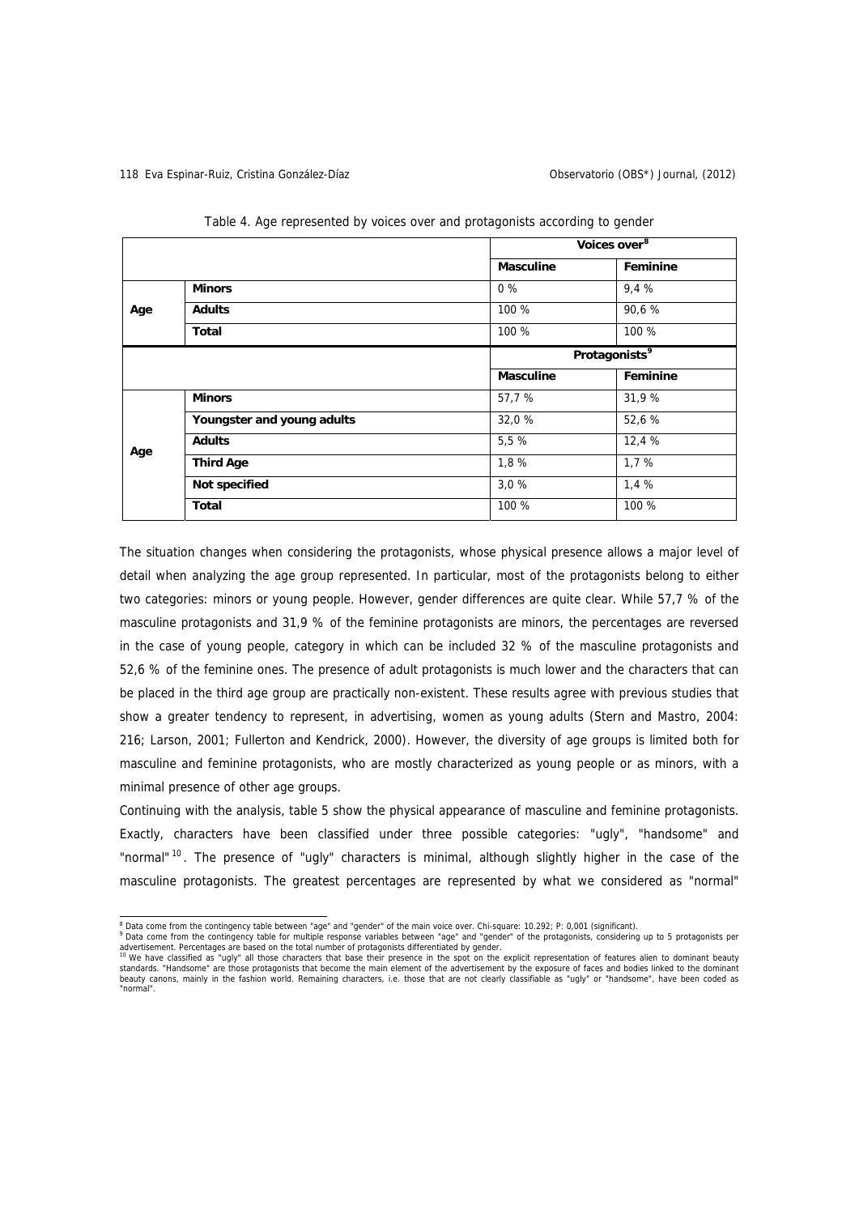Table 4. Age represented by voices over and protagonists according to gender

| | | Voices over[8] | |
|---|---|---|---|
| | | **Masculine** | **Feminine** |
| **Age** | **Minors** | 0 % | 9,4 % |
| | **Adults** | 100 % | 90,6 % |
| | **Total** | 100 % | 100 % |
| | | **Protagonists[9]** | |
| | | **Masculine** | **Feminine** |
| **Age** | **Minors** | 57,7 % | 31,9 % |
| | **Youngster and young adults** | 32,0 % | 52,6 % |
| | **Adults** | 5,5 % | 12,4 % |
| | **Third Age** | 1,8 % | 1,7 % |
| | **Not specified** | 3,0 % | 1,4 % |
| | **Total** | 100 % | 100 % |

The situation changes when considering the protagonists, whose physical presence allows a major level of detail when analyzing the age group represented. In particular, most of the protagonists belong to either two categories: minors or young people. However, gender differences are quite clear. While 57,7 % of the masculine protagonists and 31,9 % of the feminine protagonists are minors, the percentages are reversed in the case of young people, category in which can be included 32 % of the masculine protagonists and 52,6 % of the feminine ones. The presence of adult protagonists is much lower and the characters that can be placed in the third age group are practically non-existent. These results agree with previous studies that show a greater tendency to represent, in advertising, women as young adults (Stern and Mastro, 2004: 216; Larson, 2001; Fullerton and Kendrick, 2000). However, the diversity of age groups is limited both for masculine and feminine protagonists, who are mostly characterized as young people or as minors, with a minimal presence of other age groups.

Continuing with the analysis, table 5 show the physical appearance of masculine and feminine protagonists. Exactly, characters have been classified under three possible categories: "ugly", "handsome" and "normal"[10]. The presence of "ugly" characters is minimal, although slightly higher in the case of the masculine protagonists. The greatest percentages are represented by what we considered as "normal"

---

[8] Data come from the contingency table between "age" and "gender" of the main voice over. Chi-square: 10.292; P: 0,001 (significant).

[9] Data come from the contingency table for multiple response variables between "age" and "gender" of the protagonists, considering up to 5 protagonists per advertisement. Percentages are based on the total number of protagonists differentiated by gender.

[10] We have classified as "ugly" all those characters that base their presence in the spot on the explicit representation of features alien to dominant beauty standards. "Handsome" are those protagonists that become the main element of the advertisement by the exposure of faces and bodies linked to the dominant beauty canons, mainly in the fashion world. Remaining characters, i.e. those that are not clearly classifiable as "ugly" or "handsome", have been coded as "normal".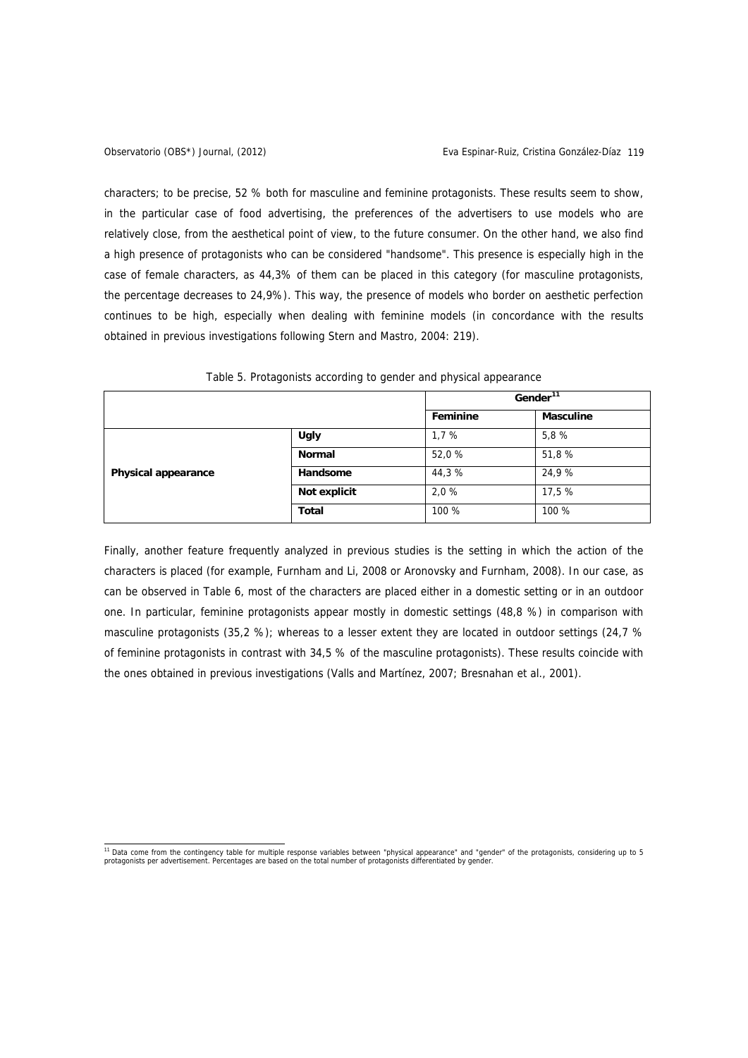characters; to be precise, 52 % both for masculine and feminine protagonists. These results seem to show, in the particular case of food advertising, the preferences of the advertisers to use models who are relatively close, from the aesthetical point of view, to the future consumer. On the other hand, we also find a high presence of protagonists who can be considered "handsome". This presence is especially high in the case of female characters, as 44,3% of them can be placed in this category (for masculine protagonists, the percentage decreases to 24,9%). This way, the presence of models who border on aesthetic perfection continues to be high, especially when dealing with feminine models (in concordance with the results obtained in previous investigations following Stern and Mastro, 2004: 219).

Table 5. Protagonists according to gender and physical appearance

| | | **Gender**[11] | |
|---|---|---|---|
| | | **Feminine** | **Masculine** |
| **Physical appearance** | **Ugly** | 1,7 % | 5,8 % |
| | **Normal** | 52,0 % | 51,8 % |
| | **Handsome** | 44,3 % | 24,9 % |
| | **Not explicit** | 2,0 % | 17,5 % |
| | **Total** | 100 % | 100 % |

Finally, another feature frequently analyzed in previous studies is the setting in which the action of the characters is placed (for example, Furnham and Li, 2008 or Aronovsky and Furnham, 2008). In our case, as can be observed in Table 6, most of the characters are placed either in a domestic setting or in an outdoor one. In particular, feminine protagonists appear mostly in domestic settings (48,8 %) in comparison with masculine protagonists (35,2 %); whereas to a lesser extent they are located in outdoor settings (24,7 % of feminine protagonists in contrast with 34,5 % of the masculine protagonists). These results coincide with the ones obtained in previous investigations (Valls and Martínez, 2007; Bresnahan et al., 2001).

[11] Data come from the contingency table for multiple response variables between "physical appearance" and "gender" of the protagonists, considering up to 5 protagonists per advertisement. Percentages are based on the total number of protagonists differentiated by gender.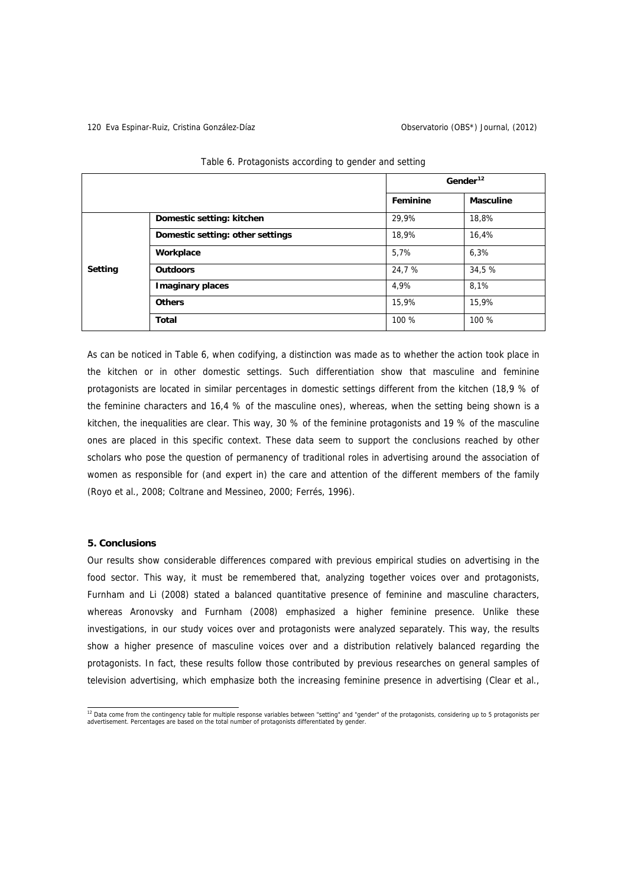Table 6. Protagonists according to gender and setting

| | | Gender[12] | |
|---|---|---|---|
| | | **Feminine** | **Masculine** |
| **Setting** | **Domestic setting: kitchen** | 29,9% | 18,8% |
| | **Domestic setting: other settings** | 18,9% | 16,4% |
| | **Workplace** | 5,7% | 6,3% |
| | **Outdoors** | 24,7 % | 34,5 % |
| | **Imaginary places** | 4,9% | 8,1% |
| | **Others** | 15,9% | 15,9% |
| | **Total** | 100 % | 100 % |

As can be noticed in Table 6, when codifying, a distinction was made as to whether the action took place in the kitchen or in other domestic settings. Such differentiation show that masculine and feminine protagonists are located in similar percentages in domestic settings different from the kitchen (18,9 % of the feminine characters and 16,4 % of the masculine ones), whereas, when the setting being shown is a kitchen, the inequalities are clear. This way, 30 % of the feminine protagonists and 19 % of the masculine ones are placed in this specific context. These data seem to support the conclusions reached by other scholars who pose the question of permanency of traditional roles in advertising around the association of women as responsible for (and expert in) the care and attention of the different members of the family (Royo et al., 2008; Coltrane and Messineo, 2000; Ferrés, 1996).

## 5. Conclusions

Our results show considerable differences compared with previous empirical studies on advertising in the food sector. This way, it must be remembered that, analyzing together voices over and protagonists, Furnham and Li (2008) stated a balanced quantitative presence of feminine and masculine characters, whereas Aronovsky and Furnham (2008) emphasized a higher feminine presence. Unlike these investigations, in our study voices over and protagonists were analyzed separately. This way, the results show a higher presence of masculine voices over and a distribution relatively balanced regarding the protagonists. In fact, these results follow those contributed by previous researches on general samples of television advertising, which emphasize both the increasing feminine presence in advertising (Clear et al.,

[12] Data come from the contingency table for multiple response variables between "setting" and "gender" of the protagonists, considering up to 5 protagonists per advertisement. Percentages are based on the total number of protagonists differentiated by gender.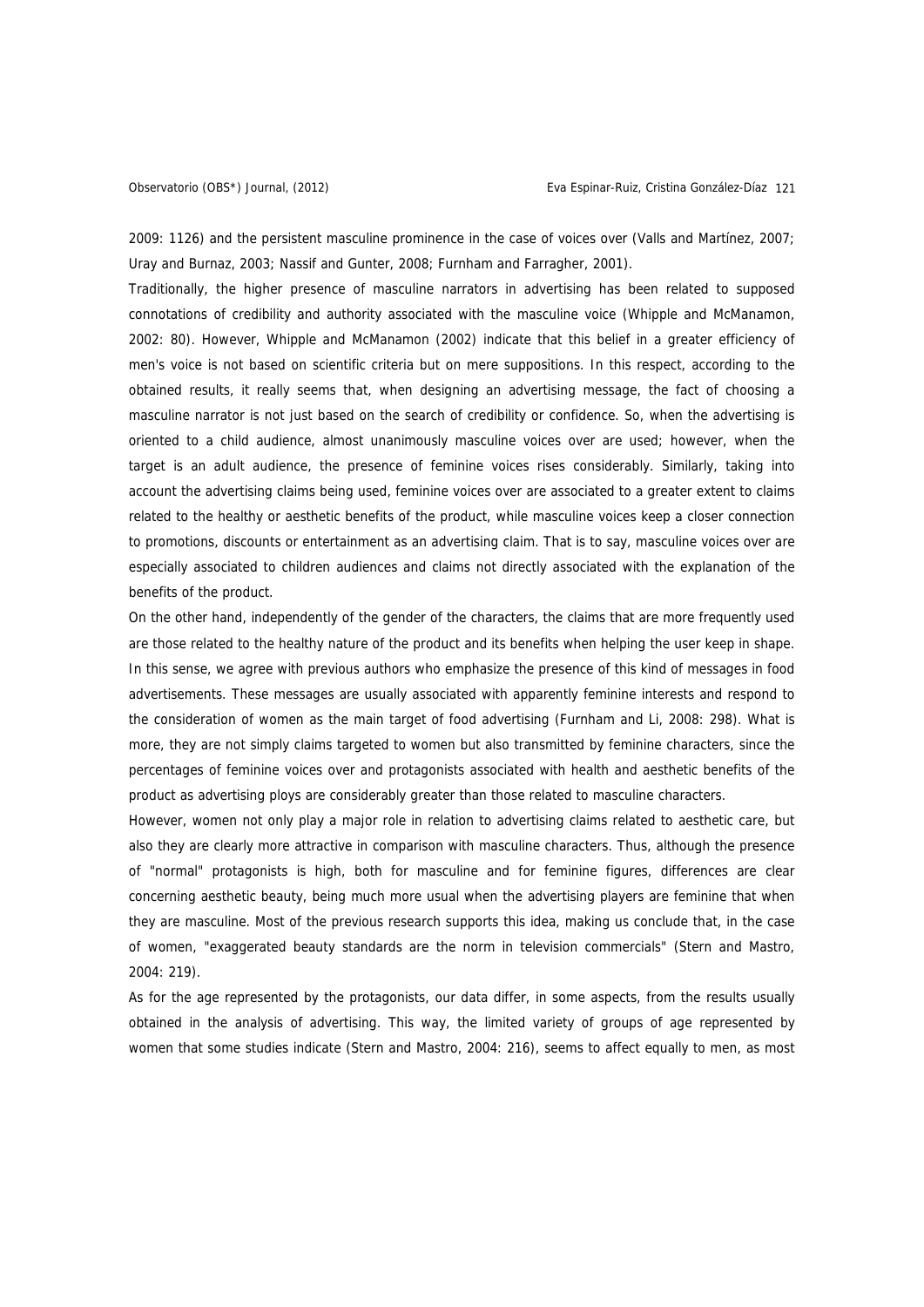2009: 1126) and the persistent masculine prominence in the case of voices over (Valls and Martínez, 2007; Uray and Burnaz, 2003; Nassif and Gunter, 2008; Furnham and Farragher, 2001).

Traditionally, the higher presence of masculine narrators in advertising has been related to supposed connotations of credibility and authority associated with the masculine voice (Whipple and McManamon, 2002: 80). However, Whipple and McManamon (2002) indicate that this belief in a greater efficiency of men's voice is not based on scientific criteria but on mere suppositions. In this respect, according to the obtained results, it really seems that, when designing an advertising message, the fact of choosing a masculine narrator is not just based on the search of credibility or confidence. So, when the advertising is oriented to a child audience, almost unanimously masculine voices over are used; however, when the target is an adult audience, the presence of feminine voices rises considerably. Similarly, taking into account the advertising claims being used, feminine voices over are associated to a greater extent to claims related to the healthy or aesthetic benefits of the product, while masculine voices keep a closer connection to promotions, discounts or entertainment as an advertising claim. That is to say, masculine voices over are especially associated to children audiences and claims not directly associated with the explanation of the benefits of the product.

On the other hand, independently of the gender of the characters, the claims that are more frequently used are those related to the healthy nature of the product and its benefits when helping the user keep in shape. In this sense, we agree with previous authors who emphasize the presence of this kind of messages in food advertisements. These messages are usually associated with apparently feminine interests and respond to the consideration of women as the main target of food advertising (Furnham and Li, 2008: 298). What is more, they are not simply claims targeted to women but also transmitted by feminine characters, since the percentages of feminine voices over and protagonists associated with health and aesthetic benefits of the product as advertising ploys are considerably greater than those related to masculine characters.

However, women not only play a major role in relation to advertising claims related to aesthetic care, but also they are clearly more attractive in comparison with masculine characters. Thus, although the presence of "normal" protagonists is high, both for masculine and for feminine figures, differences are clear concerning aesthetic beauty, being much more usual when the advertising players are feminine that when they are masculine. Most of the previous research supports this idea, making us conclude that, in the case of women, "exaggerated beauty standards are the norm in television commercials" (Stern and Mastro, 2004: 219).

As for the age represented by the protagonists, our data differ, in some aspects, from the results usually obtained in the analysis of advertising. This way, the limited variety of groups of age represented by women that some studies indicate (Stern and Mastro, 2004: 216), seems to affect equally to men, as most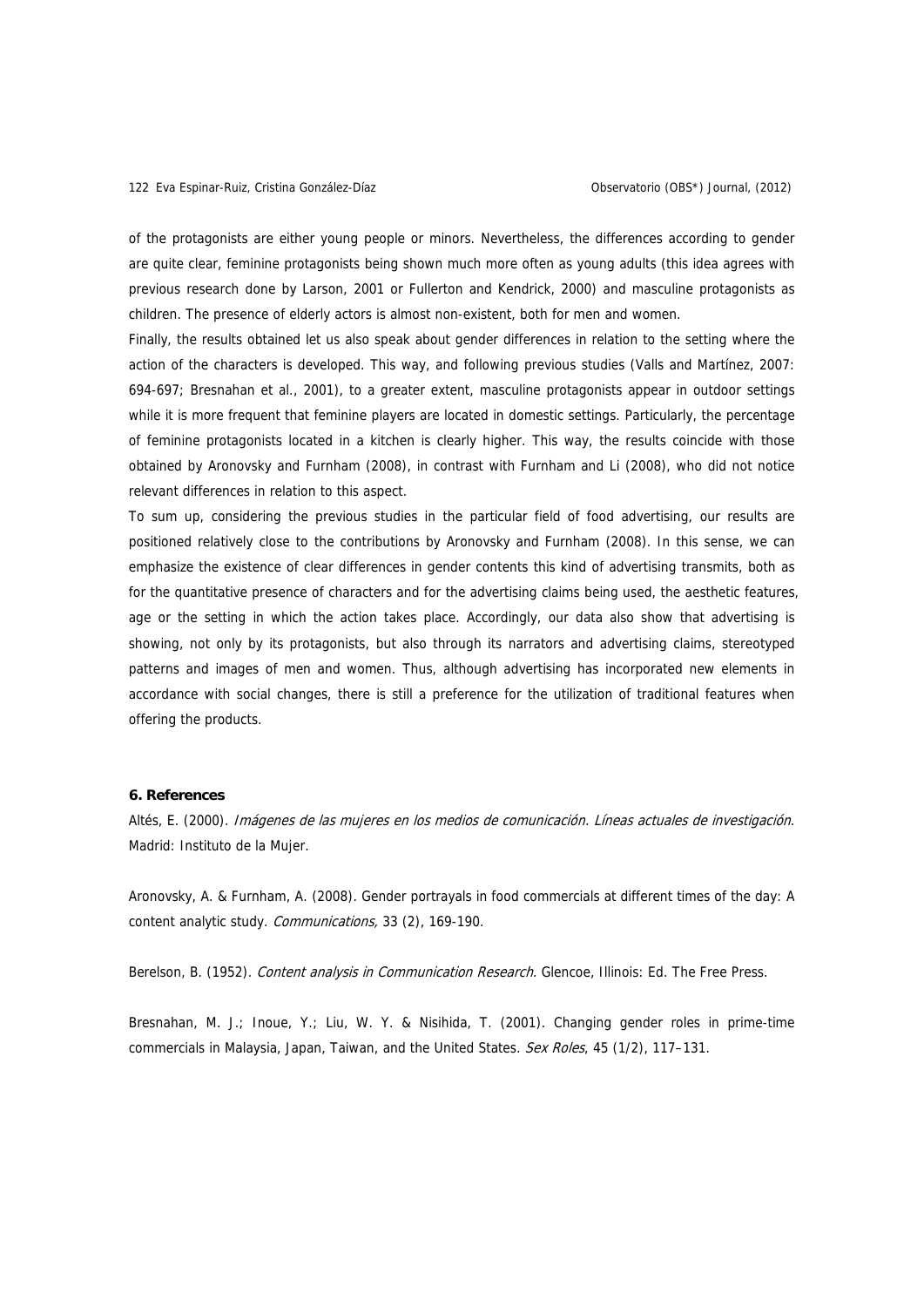of the protagonists are either young people or minors. Nevertheless, the differences according to gender are quite clear, feminine protagonists being shown much more often as young adults (this idea agrees with previous research done by Larson, 2001 or Fullerton and Kendrick, 2000) and masculine protagonists as children. The presence of elderly actors is almost non-existent, both for men and women.

Finally, the results obtained let us also speak about gender differences in relation to the setting where the action of the characters is developed. This way, and following previous studies (Valls and Martínez, 2007: 694-697; Bresnahan et al., 2001), to a greater extent, masculine protagonists appear in outdoor settings while it is more frequent that feminine players are located in domestic settings. Particularly, the percentage of feminine protagonists located in a kitchen is clearly higher. This way, the results coincide with those obtained by Aronovsky and Furnham (2008), in contrast with Furnham and Li (2008), who did not notice relevant differences in relation to this aspect.

To sum up, considering the previous studies in the particular field of food advertising, our results are positioned relatively close to the contributions by Aronovsky and Furnham (2008). In this sense, we can emphasize the existence of clear differences in gender contents this kind of advertising transmits, both as for the quantitative presence of characters and for the advertising claims being used, the aesthetic features, age or the setting in which the action takes place. Accordingly, our data also show that advertising is showing, not only by its protagonists, but also through its narrators and advertising claims, stereotyped patterns and images of men and women. Thus, although advertising has incorporated new elements in accordance with social changes, there is still a preference for the utilization of traditional features when offering the products.

## 6. References

Altés, E. (2000). *Imágenes de las mujeres en los medios de comunicación. Líneas actuales de investigación*. Madrid: Instituto de la Mujer.

Aronovsky, A. & Furnham, A. (2008). Gender portrayals in food commercials at different times of the day: A content analytic study. *Communications,* 33 (2), 169-190.

Berelson, B. (1952). *Content analysis in Communication Research.* Glencoe, Illinois: Ed. The Free Press.

Bresnahan, M. J.; Inoue, Y.; Liu, W. Y. & Nisihida, T. (2001). Changing gender roles in prime-time commercials in Malaysia, Japan, Taiwan, and the United States. *Sex Roles*, 45 (1/2), 117–131.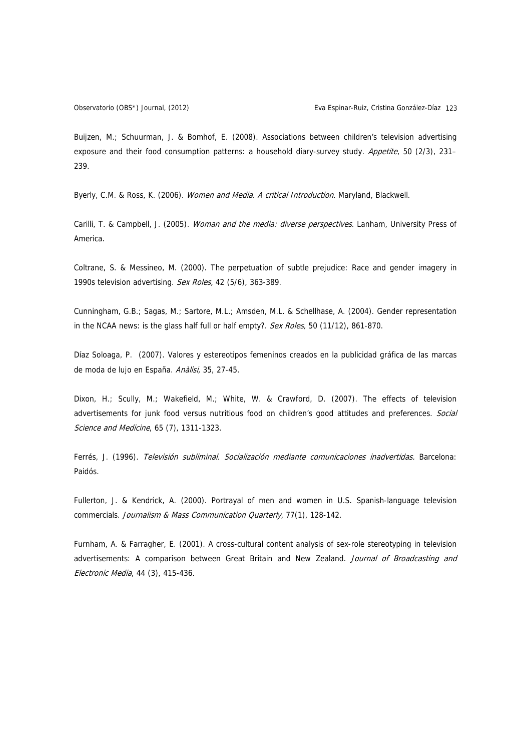Buijzen, M.; Schuurman, J. & Bomhof, E. (2008). Associations between children's television advertising exposure and their food consumption patterns: a household diary-survey study. *Appetite*, 50 (2/3), 231–239.

Byerly, C.M. & Ross, K. (2006). *Women and Media. A critical Introduction.* Maryland, Blackwell.

Carilli, T. & Campbell, J. (2005). *Woman and the media: diverse perspectives*. Lanham, University Press of America.

Coltrane, S. & Messineo, M. (2000). The perpetuation of subtle prejudice: Race and gender imagery in 1990s television advertising. *Sex Roles,* 42 (5/6), 363-389.

Cunningham, G.B.; Sagas, M.; Sartore, M.L.; Amsden, M.L. & Schellhase, A. (2004). Gender representation in the NCAA news: is the glass half full or half empty?. *Sex Roles,* 50 (11/12), 861-870.

Díaz Soloaga, P. (2007). Valores y estereotipos femeninos creados en la publicidad gráfica de las marcas de moda de lujo en España. *Anàlisi,* 35, 27-45.

Dixon, H.; Scully, M.; Wakefield, M.; White, W. & Crawford, D. (2007). The effects of television advertisements for junk food versus nutritious food on children's good attitudes and preferences. *Social Science and Medicine*, 65 (7), 1311-1323.

Ferrés, J. (1996). *Televisión subliminal. Socialización mediante comunicaciones inadvertidas.* Barcelona: Paidós.

Fullerton, J. & Kendrick, A. (2000). Portrayal of men and women in U.S. Spanish-language television commercials. *Journalism & Mass Communication Quarterly*, 77(1), 128-142.

Furnham, A. & Farragher, E. (2001). A cross-cultural content analysis of sex-role stereotyping in television advertisements: A comparison between Great Britain and New Zealand. *Journal of Broadcasting and Electronic Media*, 44 (3), 415-436.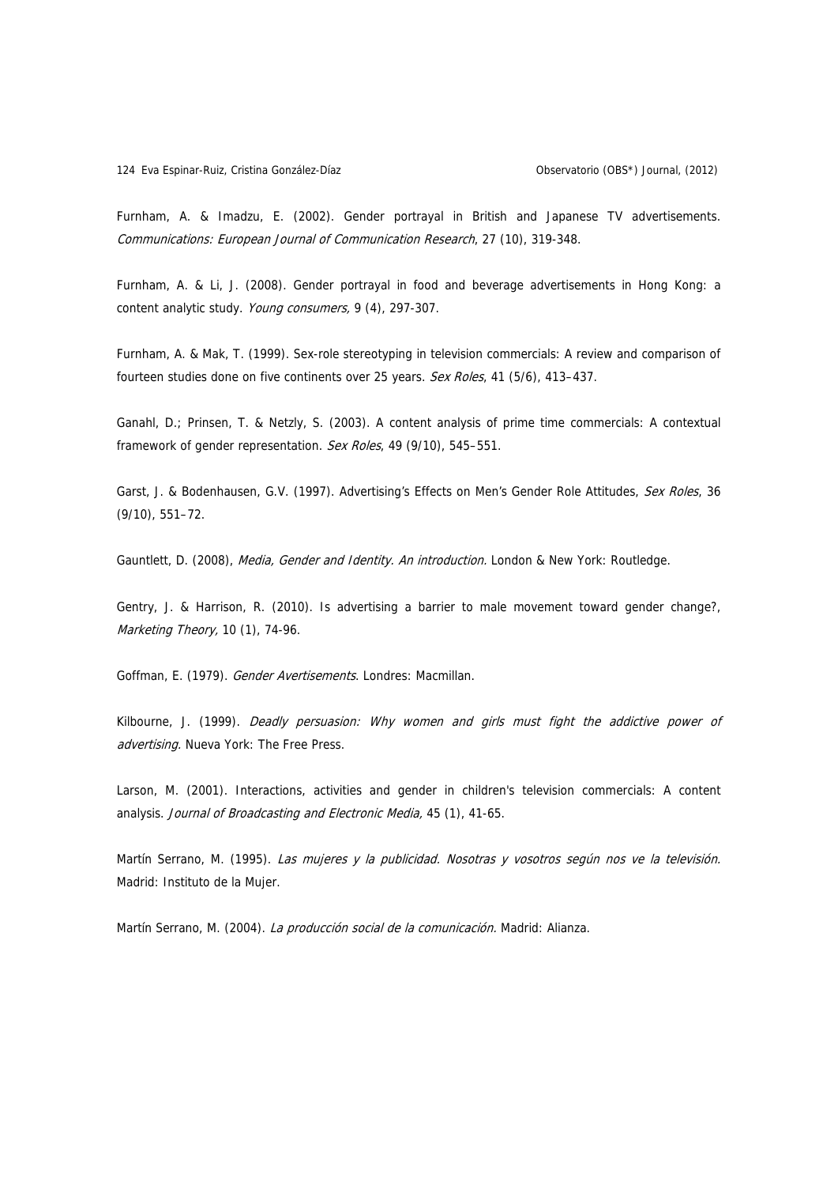Furnham, A. & Imadzu, E. (2002). Gender portrayal in British and Japanese TV advertisements. *Communications: European Journal of Communication Research*, 27 (10), 319-348.

Furnham, A. & Li, J. (2008). Gender portrayal in food and beverage advertisements in Hong Kong: a content analytic study. *Young consumers,* 9 (4), 297-307.

Furnham, A. & Mak, T. (1999). Sex-role stereotyping in television commercials: A review and comparison of fourteen studies done on five continents over 25 years. *Sex Roles*, 41 (5/6), 413–437.

Ganahl, D.; Prinsen, T. & Netzly, S. (2003). A content analysis of prime time commercials: A contextual framework of gender representation. *Sex Roles*, 49 (9/10), 545–551.

Garst, J. & Bodenhausen, G.V. (1997). Advertising's Effects on Men's Gender Role Attitudes, *Sex Roles*, 36 (9/10), 551–72.

Gauntlett, D. (2008), *Media, Gender and Identity. An introduction.* London & New York: Routledge.

Gentry, J. & Harrison, R. (2010). Is advertising a barrier to male movement toward gender change?, *Marketing Theory,* 10 (1), 74-96.

Goffman, E. (1979). *Gender Avertisements*. Londres: Macmillan.

Kilbourne, J. (1999). *Deadly persuasion: Why women and girls must fight the addictive power of advertising.* Nueva York: The Free Press.

Larson, M. (2001). Interactions, activities and gender in children's television commercials: A content analysis. *Journal of Broadcasting and Electronic Media,* 45 (1), 41-65.

Martín Serrano, M. (1995). *Las mujeres y la publicidad. Nosotras y vosotros según nos ve la televisión.* Madrid: Instituto de la Mujer.

Martín Serrano, M. (2004). *La producción social de la comunicación.* Madrid: Alianza.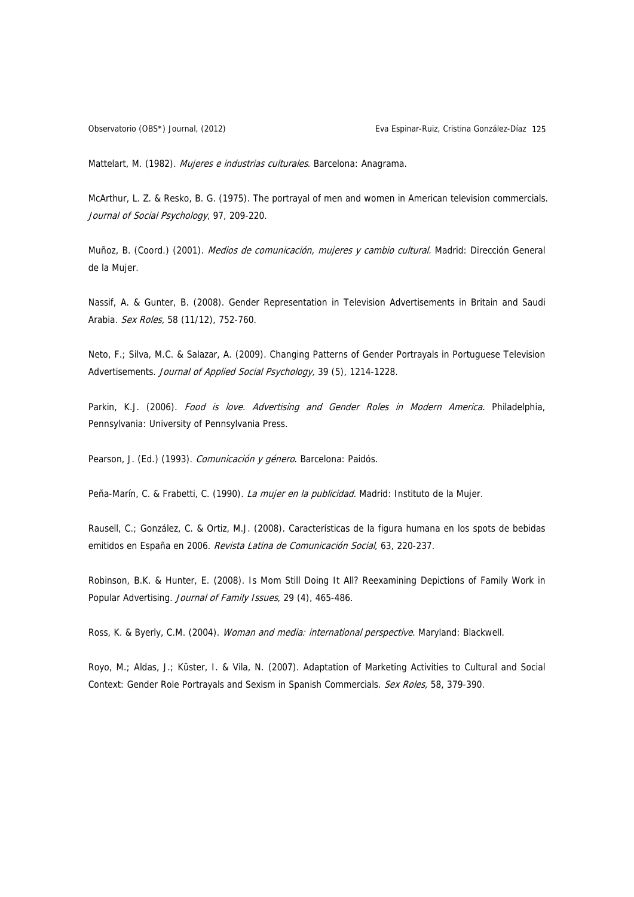Mattelart, M. (1982). *Mujeres e industrias culturales*. Barcelona: Anagrama.

McArthur, L. Z. & Resko, B. G. (1975). The portrayal of men and women in American television commercials. *Journal of Social Psychology*, 97, 209-220.

Muñoz, B. (Coord.) (2001). *Medios de comunicación, mujeres y cambio cultural.* Madrid: Dirección General de la Mujer.

Nassif, A. & Gunter, B. (2008). Gender Representation in Television Advertisements in Britain and Saudi Arabia. *Sex Roles,* 58 (11/12), 752-760.

Neto, F.; Silva, M.C. & Salazar, A. (2009). Changing Patterns of Gender Portrayals in Portuguese Television Advertisements. *Journal of Applied Social Psychology,* 39 (5), 1214-1228.

Parkin, K.J. (2006). *Food is love. Advertising and Gender Roles in Modern America.* Philadelphia, Pennsylvania: University of Pennsylvania Press.

Pearson, J. (Ed.) (1993). *Comunicación y género*. Barcelona: Paidós.

Peña-Marín, C. & Frabetti, C. (1990). *La mujer en la publicidad*. Madrid: Instituto de la Mujer.

Rausell, C.; González, C. & Ortiz, M.J. (2008). Características de la figura humana en los spots de bebidas emitidos en España en 2006. *Revista Latina de Comunicación Social*, 63, 220-237.

Robinson, B.K. & Hunter, E. (2008). Is Mom Still Doing It All? Reexamining Depictions of Family Work in Popular Advertising. *Journal of Family Issues*, 29 (4), 465-486.

Ross, K. & Byerly, C.M. (2004). *Woman and media: international perspective*. Maryland: Blackwell.

Royo, M.; Aldas, J.; Küster, I. & Vila, N. (2007). Adaptation of Marketing Activities to Cultural and Social Context: Gender Role Portrayals and Sexism in Spanish Commercials. *Sex Roles,* 58, 379-390.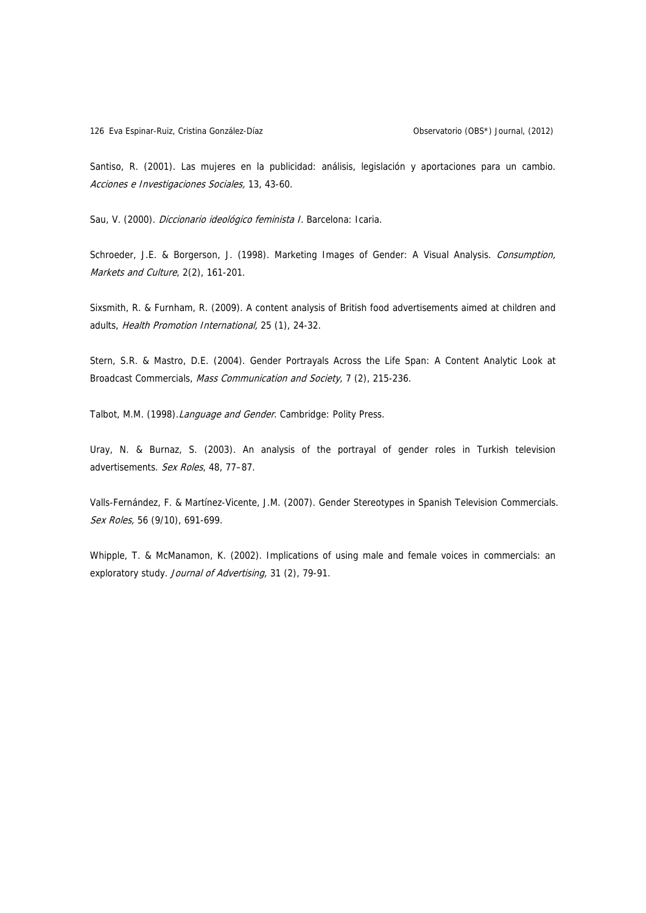Santiso, R. (2001). Las mujeres en la publicidad: análisis, legislación y aportaciones para un cambio. *Acciones e Investigaciones Sociales,* 13, 43-60.

Sau, V. (2000). *Diccionario ideológico feminista I.* Barcelona: Icaria.

Schroeder, J.E. & Borgerson, J. (1998). Marketing Images of Gender: A Visual Analysis. *Consumption, Markets and Culture*, 2(2), 161-201.

Sixsmith, R. & Furnham, R. (2009). A content analysis of British food advertisements aimed at children and adults, *Health Promotion International,* 25 (1), 24-32.

Stern, S.R. & Mastro, D.E. (2004). Gender Portrayals Across the Life Span: A Content Analytic Look at Broadcast Commercials, *Mass Communication and Society,* 7 (2), 215-236.

Talbot, M.M. (1998).*Language and Gender*. Cambridge: Polity Press.

Uray, N. & Burnaz, S. (2003). An analysis of the portrayal of gender roles in Turkish television advertisements. *Sex Roles*, 48, 77–87.

Valls-Fernández, F. & Martínez-Vicente, J.M. (2007). Gender Stereotypes in Spanish Television Commercials. *Sex Roles,* 56 (9/10), 691-699.

Whipple, T. & McManamon, K. (2002). Implications of using male and female voices in commercials: an exploratory study. *Journal of Advertising,* 31 (2), 79-91.